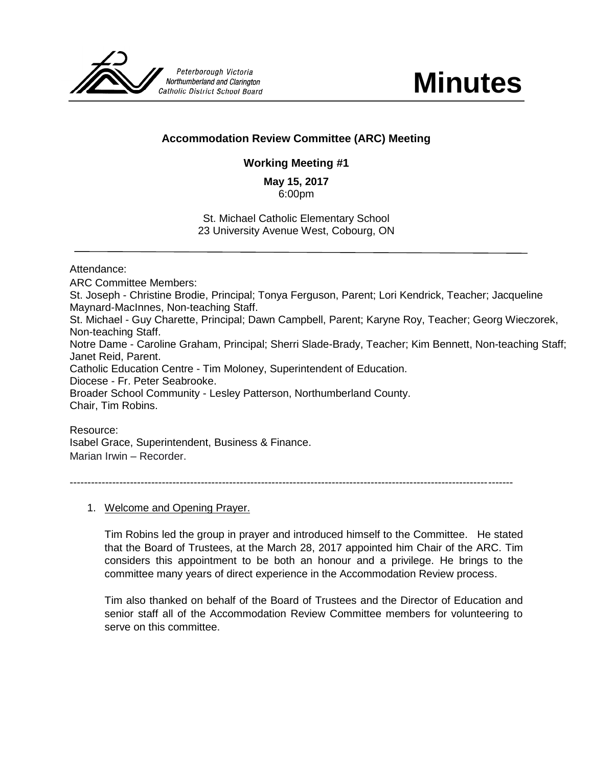Peterborough Victoria Northumberland and Clarington Catholic District School Board

# Minutes

## Accommodation Review Committee (ARC) Meeting

### Working Meeting #1

**May 15, 2017**
6:00pm

St. Michael Catholic Elementary School
23 University Avenue West, Cobourg, ON

---

Attendance:

ARC Committee Members:
St. Joseph - Christine Brodie, Principal; Tonya Ferguson, Parent; Lori Kendrick, Teacher; Jacqueline Maynard-MacInnes, Non-teaching Staff.
St. Michael - Guy Charette, Principal; Dawn Campbell, Parent; Karyne Roy, Teacher; Georg Wieczorek, Non-teaching Staff.
Notre Dame - Caroline Graham, Principal; Sherri Slade-Brady, Teacher; Kim Bennett, Non-teaching Staff; Janet Reid, Parent.
Catholic Education Centre - Tim Moloney, Superintendent of Education.
Diocese - Fr. Peter Seabrooke.
Broader School Community - Lesley Patterson, Northumberland County.
Chair, Tim Robins.

Resource:
Isabel Grace, Superintendent, Business & Finance.
Marian Irwin – Recorder.

---

1. Welcome and Opening Prayer.

   Tim Robins led the group in prayer and introduced himself to the Committee. He stated that the Board of Trustees, at the March 28, 2017 appointed him Chair of the ARC. Tim considers this appointment to be both an honour and a privilege. He brings to the committee many years of direct experience in the Accommodation Review process.

   Tim also thanked on behalf of the Board of Trustees and the Director of Education and senior staff all of the Accommodation Review Committee members for volunteering to serve on this committee.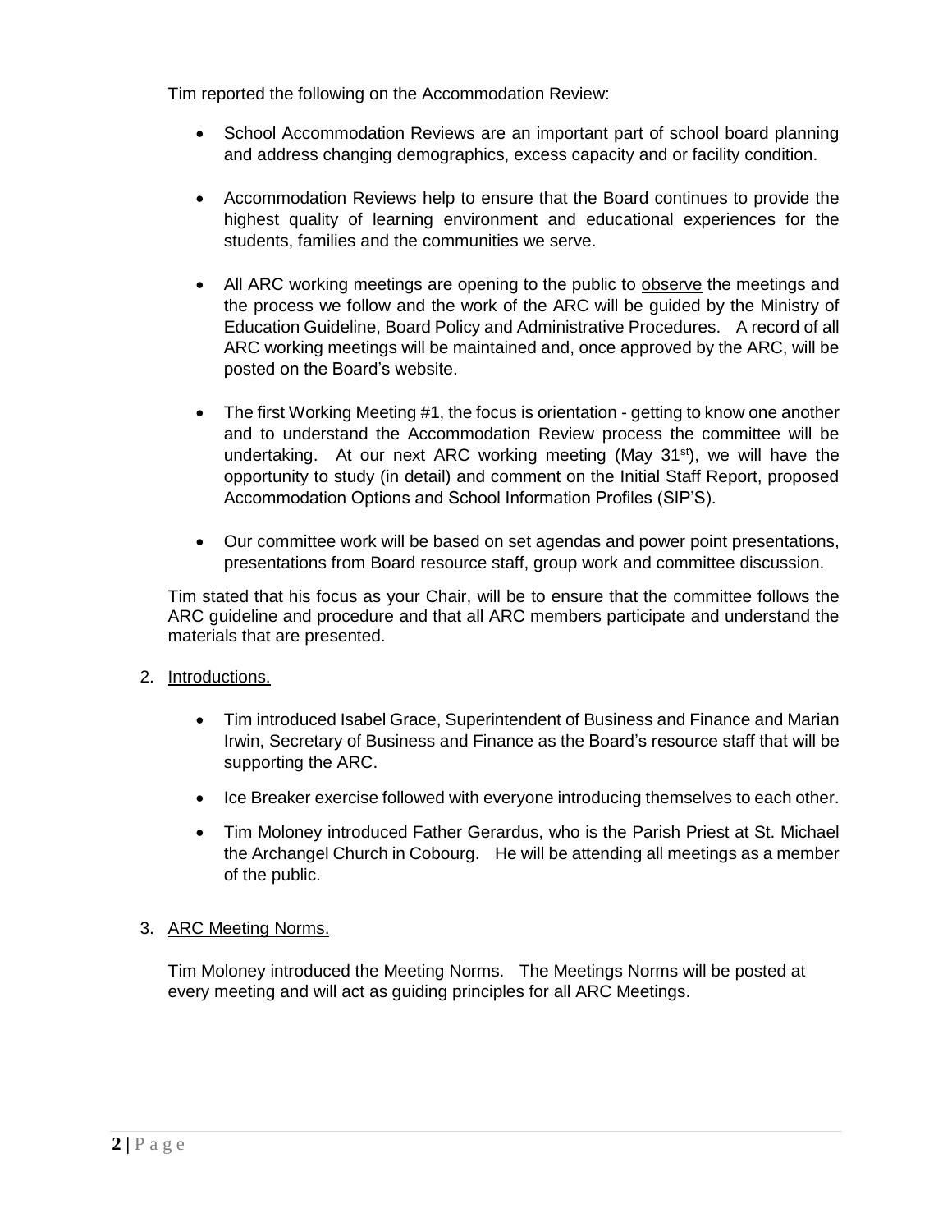Tim reported the following on the Accommodation Review:

- School Accommodation Reviews are an important part of school board planning and address changing demographics, excess capacity and or facility condition.
- Accommodation Reviews help to ensure that the Board continues to provide the highest quality of learning environment and educational experiences for the students, families and the communities we serve.
- All ARC working meetings are opening to the public to observe the meetings and the process we follow and the work of the ARC will be guided by the Ministry of Education Guideline, Board Policy and Administrative Procedures. A record of all ARC working meetings will be maintained and, once approved by the ARC, will be posted on the Board's website.
- The first Working Meeting #1, the focus is orientation - getting to know one another and to understand the Accommodation Review process the committee will be undertaking. At our next ARC working meeting (May 31st), we will have the opportunity to study (in detail) and comment on the Initial Staff Report, proposed Accommodation Options and School Information Profiles (SIP'S).
- Our committee work will be based on set agendas and power point presentations, presentations from Board resource staff, group work and committee discussion.

Tim stated that his focus as your Chair, will be to ensure that the committee follows the ARC guideline and procedure and that all ARC members participate and understand the materials that are presented.

2. Introductions.

- Tim introduced Isabel Grace, Superintendent of Business and Finance and Marian Irwin, Secretary of Business and Finance as the Board's resource staff that will be supporting the ARC.
- Ice Breaker exercise followed with everyone introducing themselves to each other.
- Tim Moloney introduced Father Gerardus, who is the Parish Priest at St. Michael the Archangel Church in Cobourg. He will be attending all meetings as a member of the public.

3. ARC Meeting Norms.

Tim Moloney introduced the Meeting Norms. The Meetings Norms will be posted at every meeting and will act as guiding principles for all ARC Meetings.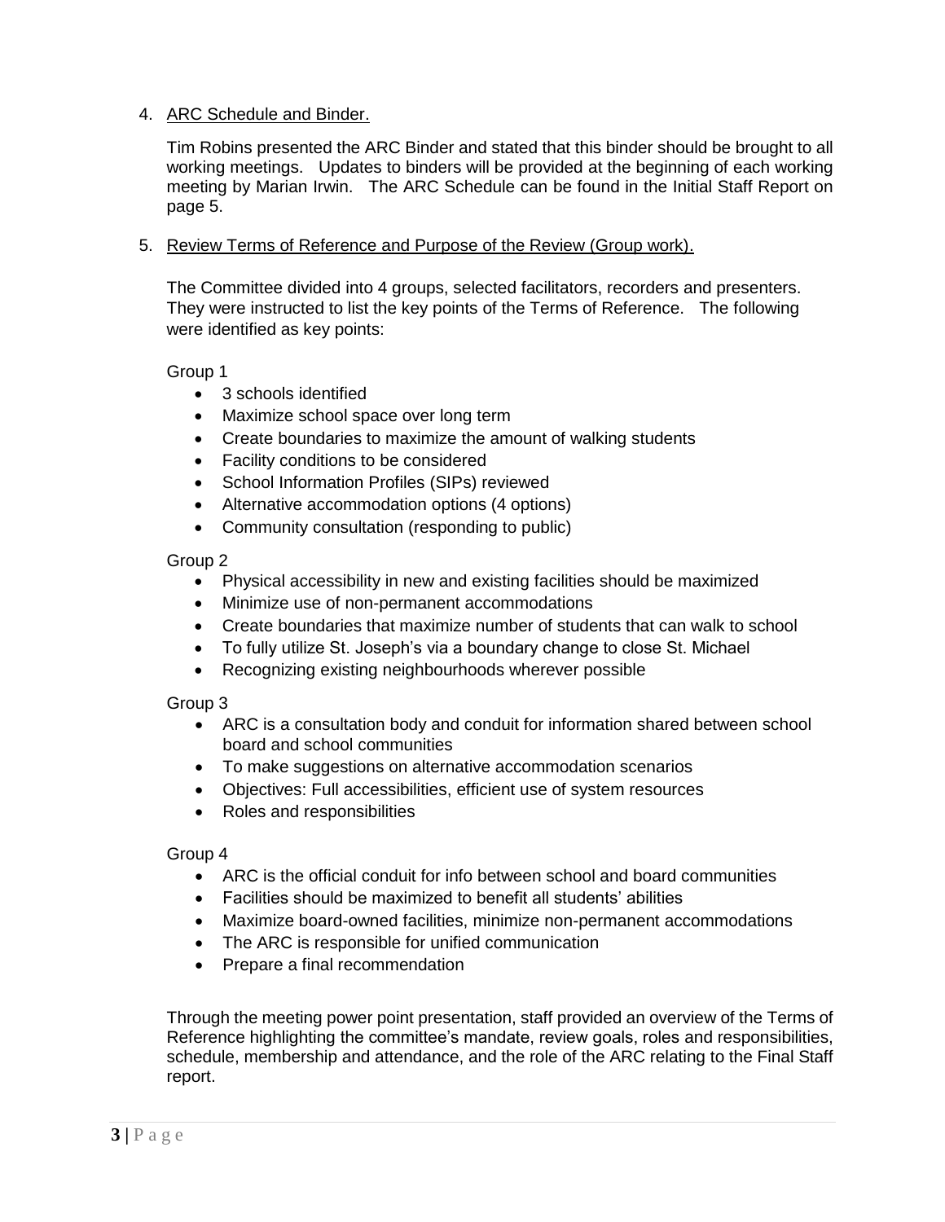4. <u>ARC Schedule and Binder.</u>

   Tim Robins presented the ARC Binder and stated that this binder should be brought to all working meetings. Updates to binders will be provided at the beginning of each working meeting by Marian Irwin. The ARC Schedule can be found in the Initial Staff Report on page 5.

5. <u>Review Terms of Reference and Purpose of the Review (Group work).</u>

   The Committee divided into 4 groups, selected facilitators, recorders and presenters. They were instructed to list the key points of the Terms of Reference. The following were identified as key points:

   Group 1
   - 3 schools identified
   - Maximize school space over long term
   - Create boundaries to maximize the amount of walking students
   - Facility conditions to be considered
   - School Information Profiles (SIPs) reviewed
   - Alternative accommodation options (4 options)
   - Community consultation (responding to public)

   Group 2
   - Physical accessibility in new and existing facilities should be maximized
   - Minimize use of non-permanent accommodations
   - Create boundaries that maximize number of students that can walk to school
   - To fully utilize St. Joseph's via a boundary change to close St. Michael
   - Recognizing existing neighbourhoods wherever possible

   Group 3
   - ARC is a consultation body and conduit for information shared between school board and school communities
   - To make suggestions on alternative accommodation scenarios
   - Objectives: Full accessibilities, efficient use of system resources
   - Roles and responsibilities

   Group 4
   - ARC is the official conduit for info between school and board communities
   - Facilities should be maximized to benefit all students' abilities
   - Maximize board-owned facilities, minimize non-permanent accommodations
   - The ARC is responsible for unified communication
   - Prepare a final recommendation

   Through the meeting power point presentation, staff provided an overview of the Terms of Reference highlighting the committee's mandate, review goals, roles and responsibilities, schedule, membership and attendance, and the role of the ARC relating to the Final Staff report.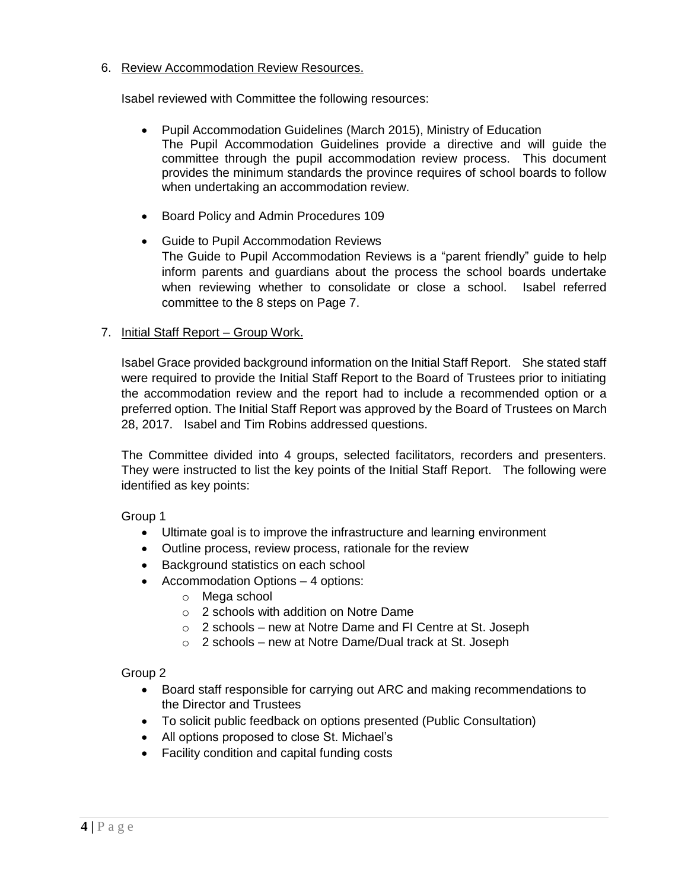6. Review Accommodation Review Resources.

   Isabel reviewed with Committee the following resources:

   - Pupil Accommodation Guidelines (March 2015), Ministry of Education
     The Pupil Accommodation Guidelines provide a directive and will guide the committee through the pupil accommodation review process. This document provides the minimum standards the province requires of school boards to follow when undertaking an accommodation review.

   - Board Policy and Admin Procedures 109

   - Guide to Pupil Accommodation Reviews
     The Guide to Pupil Accommodation Reviews is a "parent friendly" guide to help inform parents and guardians about the process the school boards undertake when reviewing whether to consolidate or close a school. Isabel referred committee to the 8 steps on Page 7.

7. Initial Staff Report – Group Work.

   Isabel Grace provided background information on the Initial Staff Report. She stated staff were required to provide the Initial Staff Report to the Board of Trustees prior to initiating the accommodation review and the report had to include a recommended option or a preferred option. The Initial Staff Report was approved by the Board of Trustees on March 28, 2017. Isabel and Tim Robins addressed questions.

   The Committee divided into 4 groups, selected facilitators, recorders and presenters. They were instructed to list the key points of the Initial Staff Report. The following were identified as key points:

   Group 1

   - Ultimate goal is to improve the infrastructure and learning environment
   - Outline process, review process, rationale for the review
   - Background statistics on each school
   - Accommodation Options – 4 options:
     - Mega school
     - 2 schools with addition on Notre Dame
     - 2 schools – new at Notre Dame and FI Centre at St. Joseph
     - 2 schools – new at Notre Dame/Dual track at St. Joseph

   Group 2

   - Board staff responsible for carrying out ARC and making recommendations to the Director and Trustees
   - To solicit public feedback on options presented (Public Consultation)
   - All options proposed to close St. Michael's
   - Facility condition and capital funding costs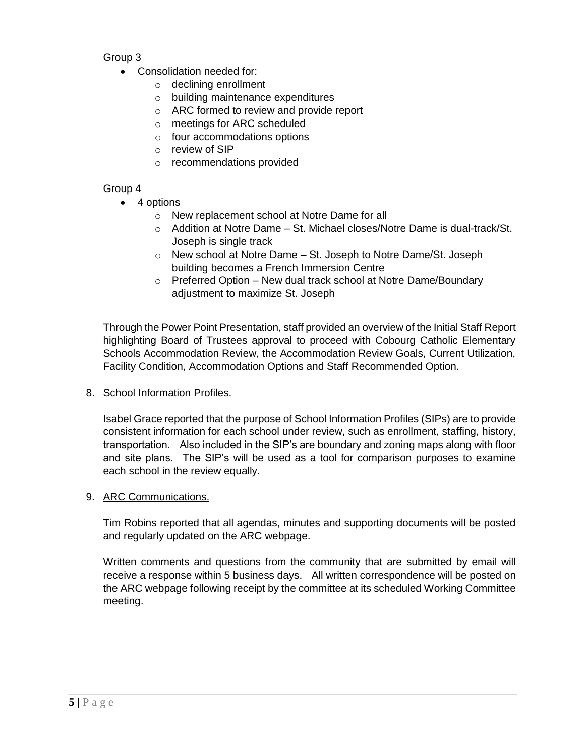Group 3

- Consolidation needed for:
  - declining enrollment
  - building maintenance expenditures
  - ARC formed to review and provide report
  - meetings for ARC scheduled
  - four accommodations options
  - review of SIP
  - recommendations provided

Group 4

- 4 options
  - New replacement school at Notre Dame for all
  - Addition at Notre Dame – St. Michael closes/Notre Dame is dual-track/St. Joseph is single track
  - New school at Notre Dame – St. Joseph to Notre Dame/St. Joseph building becomes a French Immersion Centre
  - Preferred Option – New dual track school at Notre Dame/Boundary adjustment to maximize St. Joseph

Through the Power Point Presentation, staff provided an overview of the Initial Staff Report highlighting Board of Trustees approval to proceed with Cobourg Catholic Elementary Schools Accommodation Review, the Accommodation Review Goals, Current Utilization, Facility Condition, Accommodation Options and Staff Recommended Option.

8. <u>School Information Profiles.</u>

   Isabel Grace reported that the purpose of School Information Profiles (SIPs) are to provide consistent information for each school under review, such as enrollment, staffing, history, transportation. Also included in the SIP's are boundary and zoning maps along with floor and site plans. The SIP's will be used as a tool for comparison purposes to examine each school in the review equally.

9. <u>ARC Communications.</u>

   Tim Robins reported that all agendas, minutes and supporting documents will be posted and regularly updated on the ARC webpage.

   Written comments and questions from the community that are submitted by email will receive a response within 5 business days. All written correspondence will be posted on the ARC webpage following receipt by the committee at its scheduled Working Committee meeting.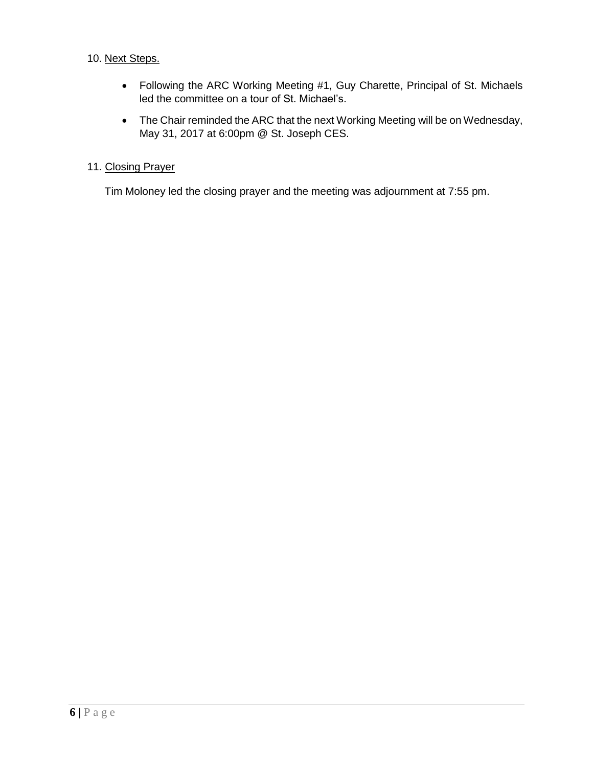10. Next Steps.

- Following the ARC Working Meeting #1, Guy Charette, Principal of St. Michaels led the committee on a tour of St. Michael's.
- The Chair reminded the ARC that the next Working Meeting will be on Wednesday, May 31, 2017 at 6:00pm @ St. Joseph CES.

11. Closing Prayer

Tim Moloney led the closing prayer and the meeting was adjournment at 7:55 pm.